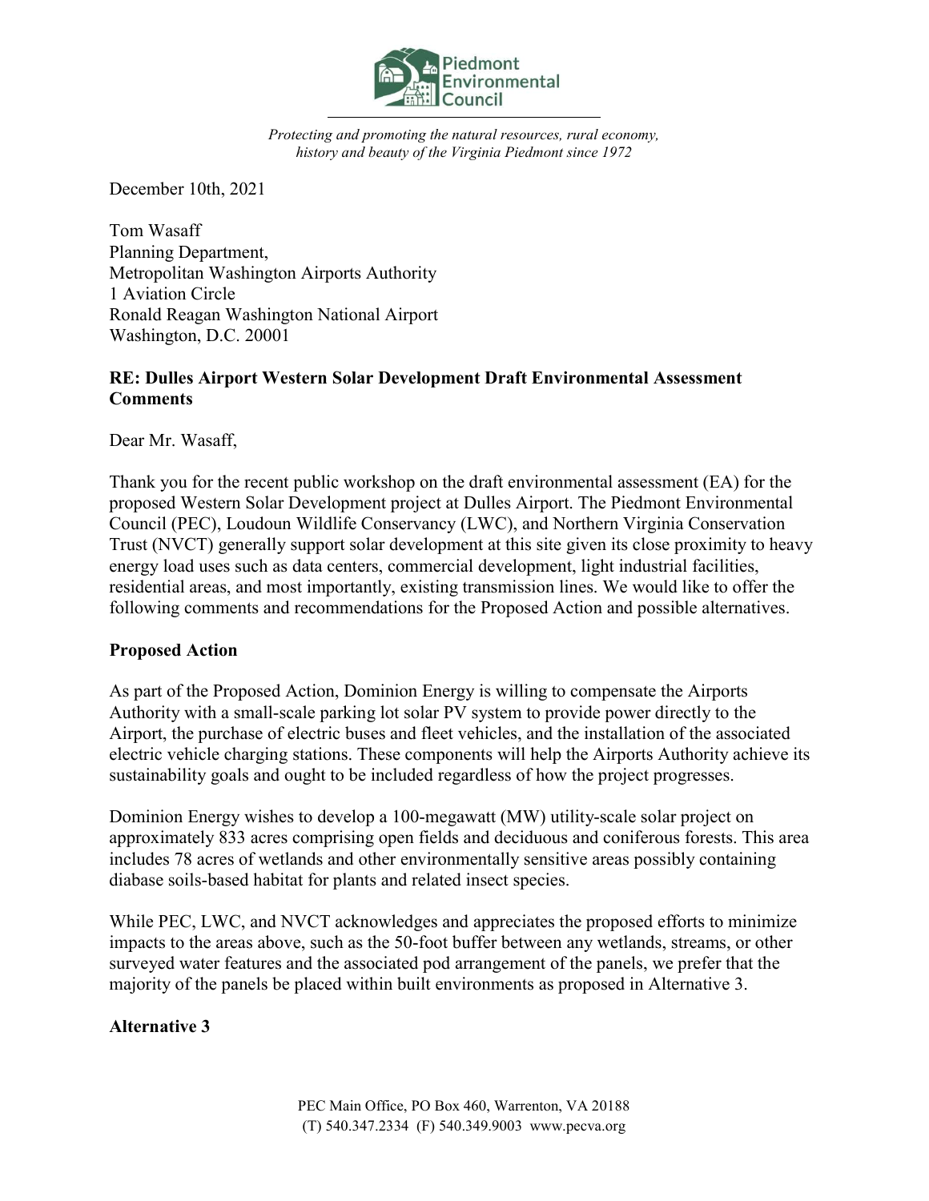Piedmont Environmental Council

*Protecting and promoting the natural resources, rural economy, history and beauty of the Virginia Piedmont since 1972*

December 10th, 2021

Tom Wasaff
Planning Department,
Metropolitan Washington Airports Authority
1 Aviation Circle
Ronald Reagan Washington National Airport
Washington, D.C. 20001

**RE: Dulles Airport Western Solar Development Draft Environmental Assessment Comments**

Dear Mr. Wasaff,

Thank you for the recent public workshop on the draft environmental assessment (EA) for the proposed Western Solar Development project at Dulles Airport. The Piedmont Environmental Council (PEC), Loudoun Wildlife Conservancy (LWC), and Northern Virginia Conservation Trust (NVCT) generally support solar development at this site given its close proximity to heavy energy load uses such as data centers, commercial development, light industrial facilities, residential areas, and most importantly, existing transmission lines. We would like to offer the following comments and recommendations for the Proposed Action and possible alternatives.

**Proposed Action**

As part of the Proposed Action, Dominion Energy is willing to compensate the Airports Authority with a small-scale parking lot solar PV system to provide power directly to the Airport, the purchase of electric buses and fleet vehicles, and the installation of the associated electric vehicle charging stations. These components will help the Airports Authority achieve its sustainability goals and ought to be included regardless of how the project progresses.

Dominion Energy wishes to develop a 100-megawatt (MW) utility-scale solar project on approximately 833 acres comprising open fields and deciduous and coniferous forests. This area includes 78 acres of wetlands and other environmentally sensitive areas possibly containing diabase soils-based habitat for plants and related insect species.

While PEC, LWC, and NVCT acknowledges and appreciates the proposed efforts to minimize impacts to the areas above, such as the 50-foot buffer between any wetlands, streams, or other surveyed water features and the associated pod arrangement of the panels, we prefer that the majority of the panels be placed within built environments as proposed in Alternative 3.

**Alternative 3**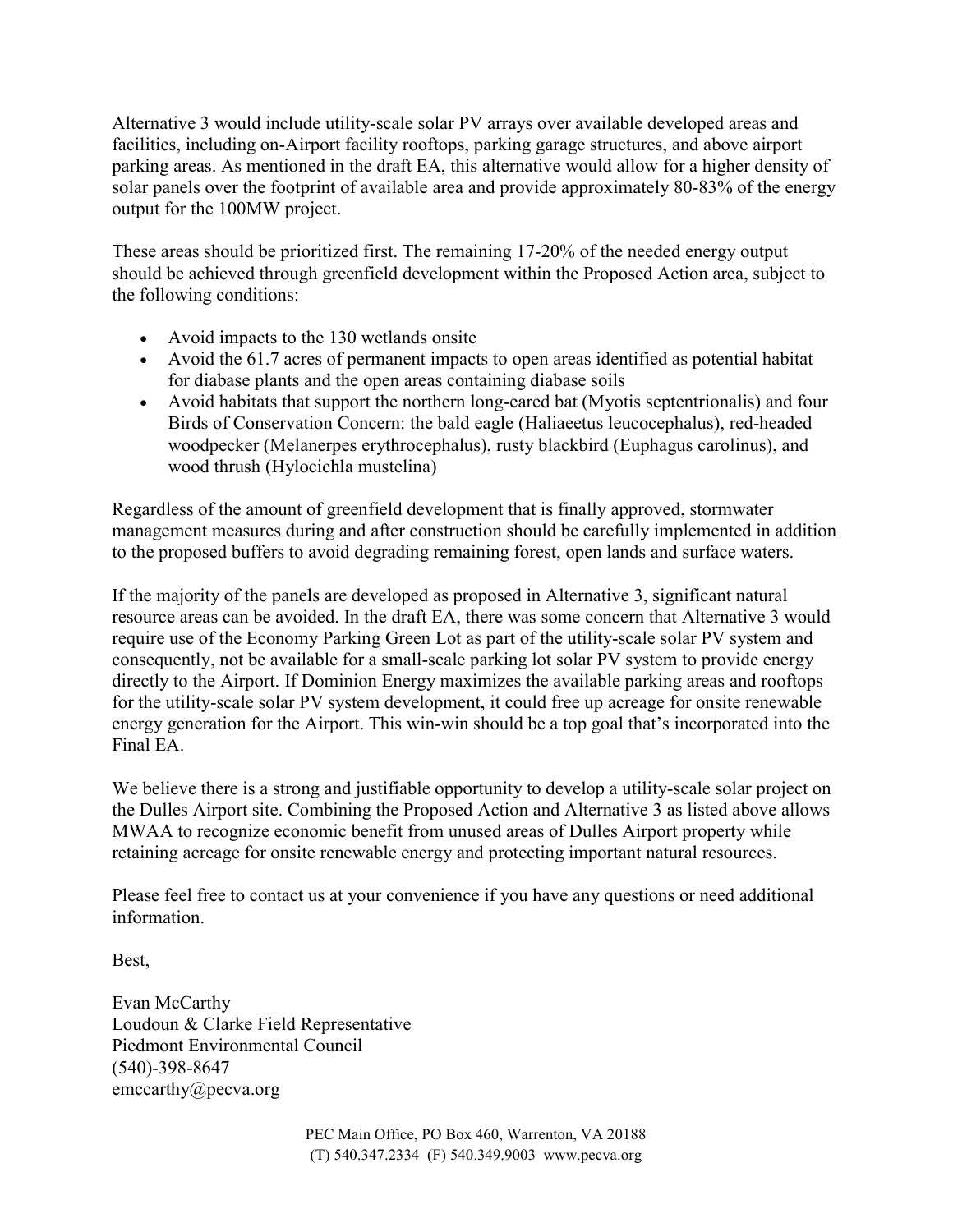Alternative 3 would include utility-scale solar PV arrays over available developed areas and facilities, including on-Airport facility rooftops, parking garage structures, and above airport parking areas. As mentioned in the draft EA, this alternative would allow for a higher density of solar panels over the footprint of available area and provide approximately 80-83% of the energy output for the 100MW project.

These areas should be prioritized first. The remaining 17-20% of the needed energy output should be achieved through greenfield development within the Proposed Action area, subject to the following conditions:

- Avoid impacts to the 130 wetlands onsite
- Avoid the 61.7 acres of permanent impacts to open areas identified as potential habitat for diabase plants and the open areas containing diabase soils
- Avoid habitats that support the northern long-eared bat (Myotis septentrionalis) and four Birds of Conservation Concern: the bald eagle (Haliaeetus leucocephalus), red-headed woodpecker (Melanerpes erythrocephalus), rusty blackbird (Euphagus carolinus), and wood thrush (Hylocichla mustelina)

Regardless of the amount of greenfield development that is finally approved, stormwater management measures during and after construction should be carefully implemented in addition to the proposed buffers to avoid degrading remaining forest, open lands and surface waters.

If the majority of the panels are developed as proposed in Alternative 3, significant natural resource areas can be avoided. In the draft EA, there was some concern that Alternative 3 would require use of the Economy Parking Green Lot as part of the utility-scale solar PV system and consequently, not be available for a small-scale parking lot solar PV system to provide energy directly to the Airport. If Dominion Energy maximizes the available parking areas and rooftops for the utility-scale solar PV system development, it could free up acreage for onsite renewable energy generation for the Airport. This win-win should be a top goal that's incorporated into the Final EA.

We believe there is a strong and justifiable opportunity to develop a utility-scale solar project on the Dulles Airport site. Combining the Proposed Action and Alternative 3 as listed above allows MWAA to recognize economic benefit from unused areas of Dulles Airport property while retaining acreage for onsite renewable energy and protecting important natural resources.

Please feel free to contact us at your convenience if you have any questions or need additional information.

Best,

Evan McCarthy
Loudoun & Clarke Field Representative
Piedmont Environmental Council
(540)-398-8647
emccarthy@pecva.org

PEC Main Office, PO Box 460, Warrenton, VA 20188
(T) 540.347.2334 (F) 540.349.9003 www.pecva.org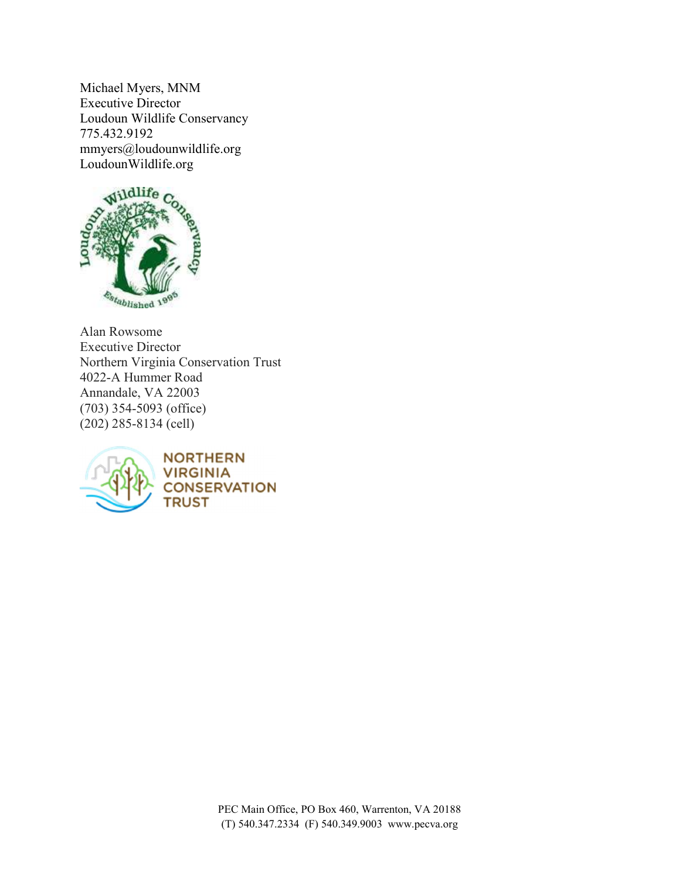Michael Myers, MNM
Executive Director
Loudoun Wildlife Conservancy
775.432.9192
mmyers@loudounwildlife.org
LoudounWildlife.org

Alan Rowsome
Executive Director
Northern Virginia Conservation Trust
4022-A Hummer Road
Annandale, VA 22003
(703) 354-5093 (office)
(202) 285-8134 (cell)